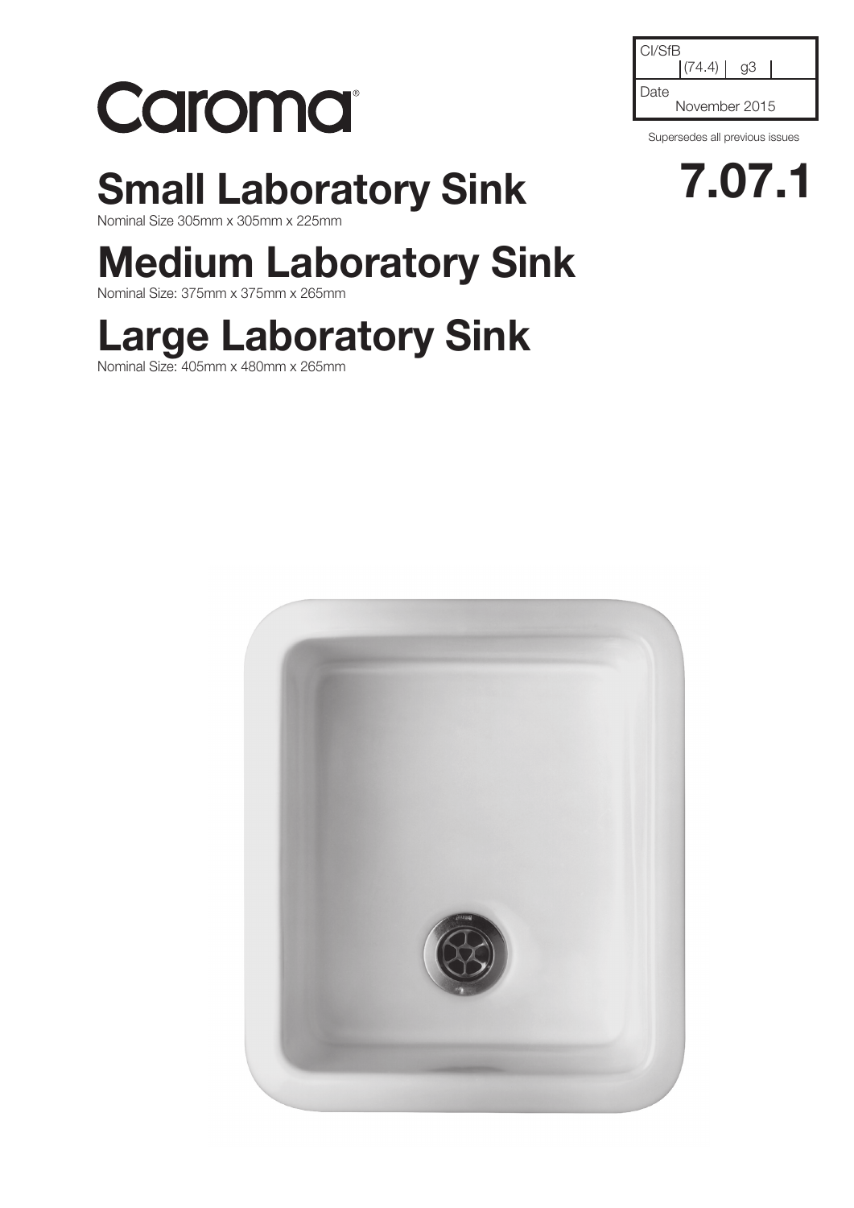Caroma

| CI/SfB | (74.4) | g3 |
|---|---|---|
| Date | November 2015 | |

Supersedes all previous issues

**7.07.1**

# Small Laboratory Sink

Nominal Size 305mm x 305mm x 225mm

# Medium Laboratory Sink

Nominal Size: 375mm x 375mm x 265mm

# Large Laboratory Sink

Nominal Size: 405mm x 480mm x 265mm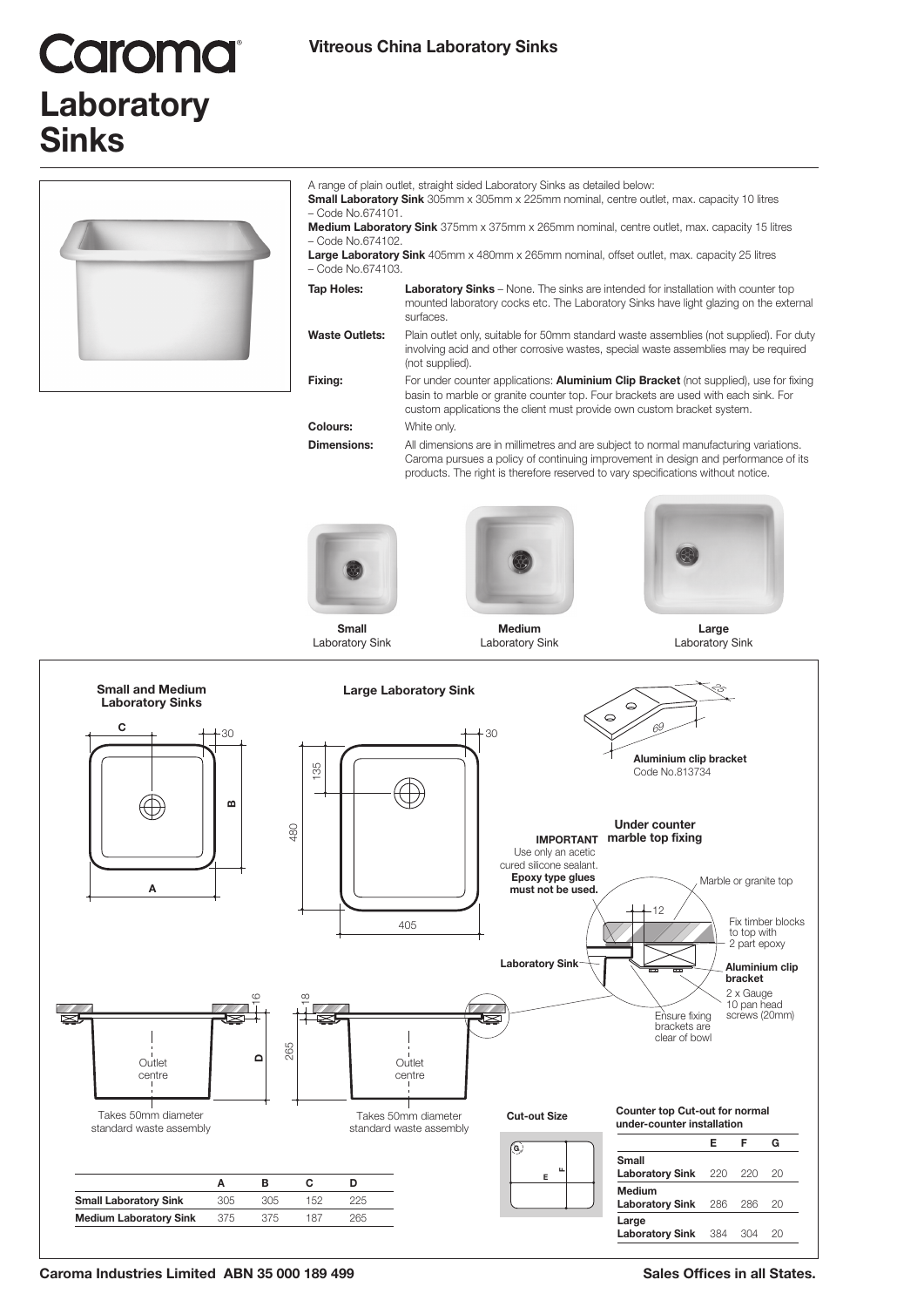# Caroma

**Vitreous China Laboratory Sinks**

# Laboratory Sinks

A range of plain outlet, straight sided Laboratory Sinks as detailed below:

**Small Laboratory Sink** 305mm x 305mm x 225mm nominal, centre outlet, max. capacity 10 litres – Code No.674101.

**Medium Laboratory Sink** 375mm x 375mm x 265mm nominal, centre outlet, max. capacity 15 litres – Code No.674102.

**Large Laboratory Sink** 405mm x 480mm x 265mm nominal, offset outlet, max. capacity 25 litres – Code No.674103.

**Tap Holes:** **Laboratory Sinks** – None. The sinks are intended for installation with counter top mounted laboratory cocks etc. The Laboratory Sinks have light glazing on the external surfaces.

**Waste Outlets:** Plain outlet only, suitable for 50mm standard waste assemblies (not supplied). For duty involving acid and other corrosive wastes, special waste assemblies may be required (not supplied).

**Fixing:** For under counter applications: **Aluminium Clip Bracket** (not supplied), use for fixing basin to marble or granite counter top. Four brackets are used with each sink. For custom applications the client must provide own custom bracket system.

**Colours:** White only.

**Dimensions:** All dimensions are in millimetres and are subject to normal manufacturing variations. Caroma pursues a policy of continuing improvement in design and performance of its products. The right is therefore reserved to vary specifications without notice.

**Small** Laboratory Sink

**Medium** Laboratory Sink

**Large** Laboratory Sink

**Small and Medium Laboratory Sinks**

C
30
B
A
16
D
Outlet centre
Takes 50mm diameter standard waste assembly

**Large Laboratory Sink**

30
135
480
405
18
265
Outlet centre
Takes 50mm diameter standard waste assembly

25
69
**Aluminium clip bracket**
Code No.813734

**Under counter marble top fixing**

**IMPORTANT**
Use only an acetic cured silicone sealant.
**Epoxy type glues must not be used.**

Marble or granite top
12
Fix timber blocks to top with 2 part epoxy
**Laboratory Sink**
**Aluminium clip bracket**
2 x Gauge 10 pan head screws (20mm)
Ensure fixing brackets are clear of bowl

| | A | B | C | D |
|---|---|---|---|---|
| **Small Laboratory Sink** | 305 | 305 | 152 | 225 |
| **Medium Laboratory Sink** | 375 | 375 | 187 | 265 |

**Cut-out Size**

G
F
E

**Counter top Cut-out for normal under-counter installation**

| | E | F | G |
|---|---|---|---|
| **Small Laboratory Sink** | 220 | 220 | 20 |
| **Medium Laboratory Sink** | 286 | 286 | 20 |
| **Large Laboratory Sink** | 384 | 304 | 20 |

**Caroma Industries Limited ABN 35 000 189 499**

**Sales Offices in all States.**